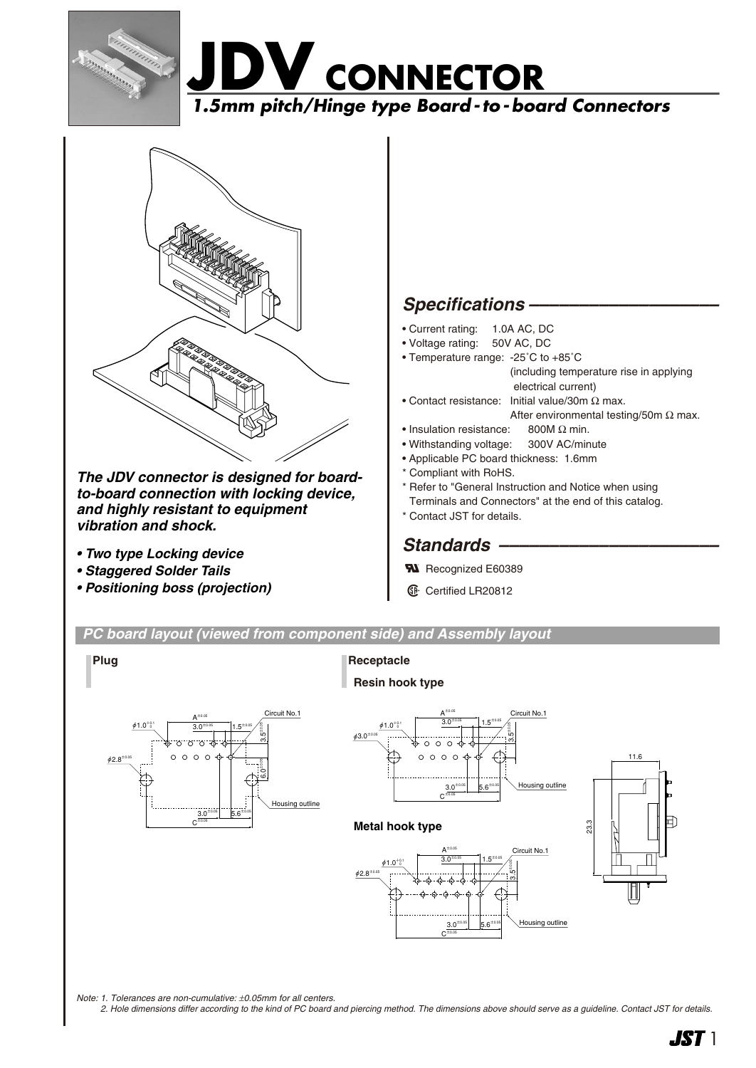# JDV CONNECTOR

## *1.5mm pitch/Hinge type Board-to-board Connectors*

***The JDV connector is designed for board-to-board connection with locking device, and highly resistant to equipment vibration and shock.***

- ***Two type Locking device***
- ***Staggered Solder Tails***
- ***Positioning boss (projection)***

## *Specifications*

- Current rating: 1.0A AC, DC
- Voltage rating: 50V AC, DC
- Temperature range: -25˚C to +85˚C (including temperature rise in applying electrical current)
- Contact resistance: Initial value/30m Ω max. After environmental testing/50m Ω max.
- Insulation resistance: 800M Ω min.
- Withstanding voltage: 300V AC/minute
- Applicable PC board thickness: 1.6mm

\* Compliant with RoHS.
\* Refer to "General Instruction and Notice when using Terminals and Connectors" at the end of this catalog.
\* Contact JST for details.

## *Standards*

UL Recognized E60389
CSA Certified LR20812

## *PC board layout (viewed from component side) and Assembly layout*

### Plug

### Receptacle

**Resin hook type**

**Metal hook type**

*Note: 1. Tolerances are non-cumulative: ±0.05mm for all centers.*
*2. Hole dimensions differ according to the kind of PC board and piercing method. The dimensions above should serve as a guideline. Contact JST for details.*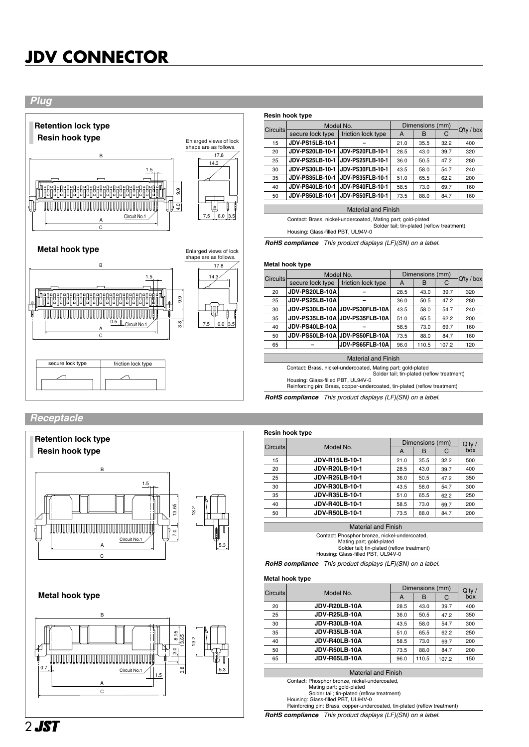# JDV CONNECTOR

## Plug

### Retention lock type

#### Resin hook type

Enlarged views of lock shape are as follows.

B
1.5
17.8
14.3
9.9
4.0
Circuit No.1
A
C
7.5
6.0
3.5

#### Metal hook type

Enlarged views of lock shape are as follows.

B
1.5
17.8
14.3
9.9
0.5
Circuit No.1
3.8
A
C
7.5
6.0
3.5

secure lock type
friction lock type

**Resin hook type**

| Circuits | Model No. | | Dimensions (mm) | | | Q'ty / box |
|---|---|---|---|---|---|---|
| | secure lock type | friction lock type | A | B | C | |
| 15 | JDV-PS15LB-10-1 | – | 21.0 | 35.5 | 32.2 | 400 |
| 20 | JDV-PS20LB-10-1 | JDV-PS20FLB-10-1 | 28.5 | 43.0 | 39.7 | 320 |
| 25 | JDV-PS25LB-10-1 | JDV-PS25FLB-10-1 | 36.0 | 50.5 | 47.2 | 280 |
| 30 | JDV-PS30LB-10-1 | JDV-PS30FLB-10-1 | 43.5 | 58.0 | 54.7 | 240 |
| 35 | JDV-PS35LB-10-1 | JDV-PS35FLB-10-1 | 51.0 | 65.5 | 62.2 | 200 |
| 40 | JDV-PS40LB-10-1 | JDV-PS40FLB-10-1 | 58.5 | 73.0 | 69.7 | 160 |
| 50 | JDV-PS50LB-10-1 | JDV-PS50FLB-10-1 | 73.5 | 88.0 | 84.7 | 160 |

**Material and Finish**

Contact: Brass, nickel-undercoated, Mating part; gold-plated
Solder tail; tin-plated (reflow treatment)
Housing: Glass-filled PBT, UL94V-0

***RoHS compliance*** *This product displays (LF)(SN) on a label.*

**Metal hook type**

| Circuits | Model No. | | Dimensions (mm) | | | Q'ty / box |
|---|---|---|---|---|---|---|
| | secure lock type | friction lock type | A | B | C | |
| 20 | JDV-PS20LB-10A | – | 28.5 | 43.0 | 39.7 | 320 |
| 25 | JDV-PS25LB-10A | – | 36.0 | 50.5 | 47.2 | 280 |
| 30 | JDV-PS30LB-10A | JDV-PS30FLB-10A | 43.5 | 58.0 | 54.7 | 240 |
| 35 | JDV-PS35LB-10A | JDV-PS35FLB-10A | 51.0 | 65.5 | 62.2 | 200 |
| 40 | JDV-PS40LB-10A | – | 58.5 | 73.0 | 69.7 | 160 |
| 50 | JDV-PS50LB-10A | JDV-PS50FLB-10A | 73.5 | 88.0 | 84.7 | 160 |
| 65 | – | JDV-PS65FLB-10A | 96.0 | 110.5 | 107.2 | 120 |

**Material and Finish**

Contact: Brass, nickel-undercoated, Mating part; gold-plated
Solder tail; tin-plated (reflow treatment)
Housing: Glass-filled PBT, UL94V-0
Reinforcing pin: Brass, copper-undercoated, tin-plated (reflow treatment)

***RoHS compliance*** *This product displays (LF)(SN) on a label.*

## Receptacle

### Retention lock type

#### Resin hook type

B
1.5
13.65
13.2
7.0
Circuit No.1
A
C
5.3

#### Metal hook type

B
8.15
13.65
13.2
3.0
0.7
Circuit No.1
1.5
3.8
A
C
5.3

**Resin hook type**

| Circuits | Model No. | Dimensions (mm) | | | Q'ty / box |
|---|---|---|---|---|---|
| | | A | B | C | |
| 15 | JDV-R15LB-10-1 | 21.0 | 35.5 | 32.2 | 500 |
| 20 | JDV-R20LB-10-1 | 28.5 | 43.0 | 39.7 | 400 |
| 25 | JDV-R25LB-10-1 | 36.0 | 50.5 | 47.2 | 350 |
| 30 | JDV-R30LB-10-1 | 43.5 | 58.0 | 54.7 | 300 |
| 35 | JDV-R35LB-10-1 | 51.0 | 65.5 | 62.2 | 250 |
| 40 | JDV-R40LB-10-1 | 58.5 | 73.0 | 69.7 | 200 |
| 50 | JDV-R50LB-10-1 | 73.5 | 88.0 | 84.7 | 200 |

**Material and Finish**

Contact: Phosphor bronze, nickel-undercoated,
Mating part; gold-plated
Solder tail; tin-plated (reflow treatment)
Housing: Glass-filled PBT, UL94V-0

***RoHS compliance*** *This product displays (LF)(SN) on a label.*

**Metal hook type**

| Circuits | Model No. | Dimensions (mm) | | | Q'ty / box |
|---|---|---|---|---|---|
| | | A | B | C | |
| 20 | JDV-R20LB-10A | 28.5 | 43.0 | 39.7 | 400 |
| 25 | JDV-R25LB-10A | 36.0 | 50.5 | 47.2 | 350 |
| 30 | JDV-R30LB-10A | 43.5 | 58.0 | 54.7 | 300 |
| 35 | JDV-R35LB-10A | 51.0 | 65.5 | 62.2 | 250 |
| 40 | JDV-R40LB-10A | 58.5 | 73.0 | 69.7 | 200 |
| 50 | JDV-R50LB-10A | 73.5 | 88.0 | 84.7 | 200 |
| 65 | JDV-R65LB-10A | 96.0 | 110.5 | 107.2 | 150 |

**Material and Finish**

Contact: Phosphor bronze, nickel-undercoated,
Mating part; gold-plated
Solder tail; tin-plated (reflow treatment)
Housing: Glass-filled PBT, UL94V-0
Reinforcing pin: Brass, copper-undercoated, tin-plated (reflow treatment)

***RoHS compliance*** *This product displays (LF)(SN) on a label.*